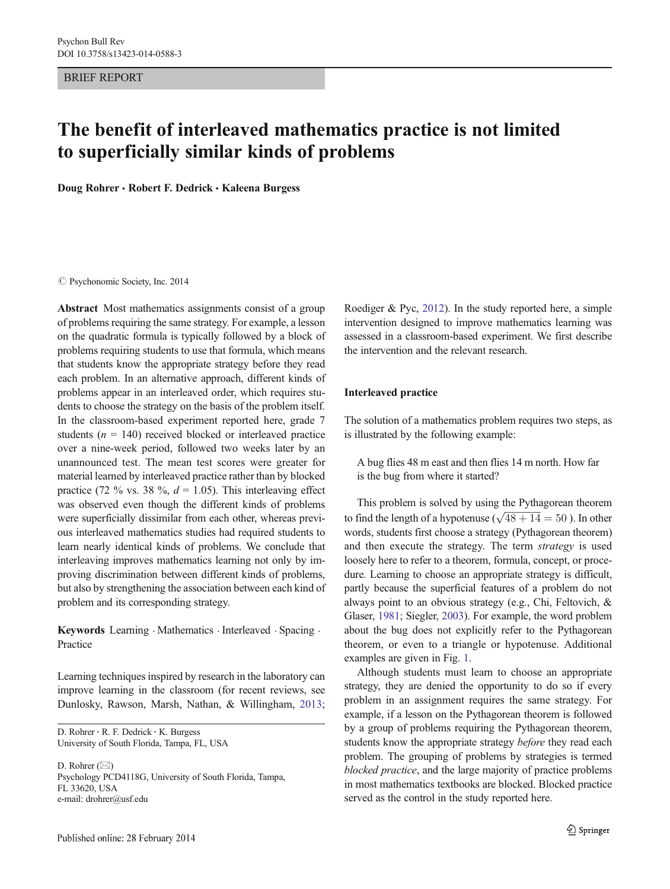BRIEF REPORT

# The benefit of interleaved mathematics practice is not limited to superficially similar kinds of problems

**Doug Rohrer · Robert F. Dedrick · Kaleena Burgess**

© Psychonomic Society, Inc. 2014

**Abstract** Most mathematics assignments consist of a group of problems requiring the same strategy. For example, a lesson on the quadratic formula is typically followed by a block of problems requiring students to use that formula, which means that students know the appropriate strategy before they read each problem. In an alternative approach, different kinds of problems appear in an interleaved order, which requires students to choose the strategy on the basis of the problem itself. In the classroom-based experiment reported here, grade 7 students ($n$ = 140) received blocked or interleaved practice over a nine-week period, followed two weeks later by an unannounced test. The mean test scores were greater for material learned by interleaved practice rather than by blocked practice (72 % vs. 38 %, $d$ = 1.05). This interleaving effect was observed even though the different kinds of problems were superficially dissimilar from each other, whereas previous interleaved mathematics studies had required students to learn nearly identical kinds of problems. We conclude that interleaving improves mathematics learning not only by improving discrimination between different kinds of problems, but also by strengthening the association between each kind of problem and its corresponding strategy.

**Keywords** Learning · Mathematics · Interleaved · Spacing · Practice

Learning techniques inspired by research in the laboratory can improve learning in the classroom (for recent reviews, see Dunlosky, Rawson, Marsh, Nathan, & Willingham, 2013; Roediger & Pyc, 2012). In the study reported here, a simple intervention designed to improve mathematics learning was assessed in a classroom-based experiment. We first describe the intervention and the relevant research.

D. Rohrer · R. F. Dedrick · K. Burgess
University of South Florida, Tampa, FL, USA

D. Rohrer (✉)
Psychology PCD4118G, University of South Florida, Tampa, FL 33620, USA
e-mail: drohrer@usf.edu

## Interleaved practice

The solution of a mathematics problem requires two steps, as is illustrated by the following example:

> A bug flies 48 m east and then flies 14 m north. How far is the bug from where it started?

This problem is solved by using the Pythagorean theorem to find the length of a hypotenuse ($\sqrt{48 + 14} = 50$ ). In other words, students first choose a strategy (Pythagorean theorem) and then execute the strategy. The term *strategy* is used loosely here to refer to a theorem, formula, concept, or procedure. Learning to choose an appropriate strategy is difficult, partly because the superficial features of a problem do not always point to an obvious strategy (e.g., Chi, Feltovich, & Glaser, 1981; Siegler, 2003). For example, the word problem about the bug does not explicitly refer to the Pythagorean theorem, or even to a triangle or hypotenuse. Additional examples are given in Fig. 1.

Although students must learn to choose an appropriate strategy, they are denied the opportunity to do so if every problem in an assignment requires the same strategy. For example, if a lesson on the Pythagorean theorem is followed by a group of problems requiring the Pythagorean theorem, students know the appropriate strategy *before* they read each problem. The grouping of problems by strategies is termed *blocked practice*, and the large majority of practice problems in most mathematics textbooks are blocked. Blocked practice served as the control in the study reported here.

Published online: 28 February 2014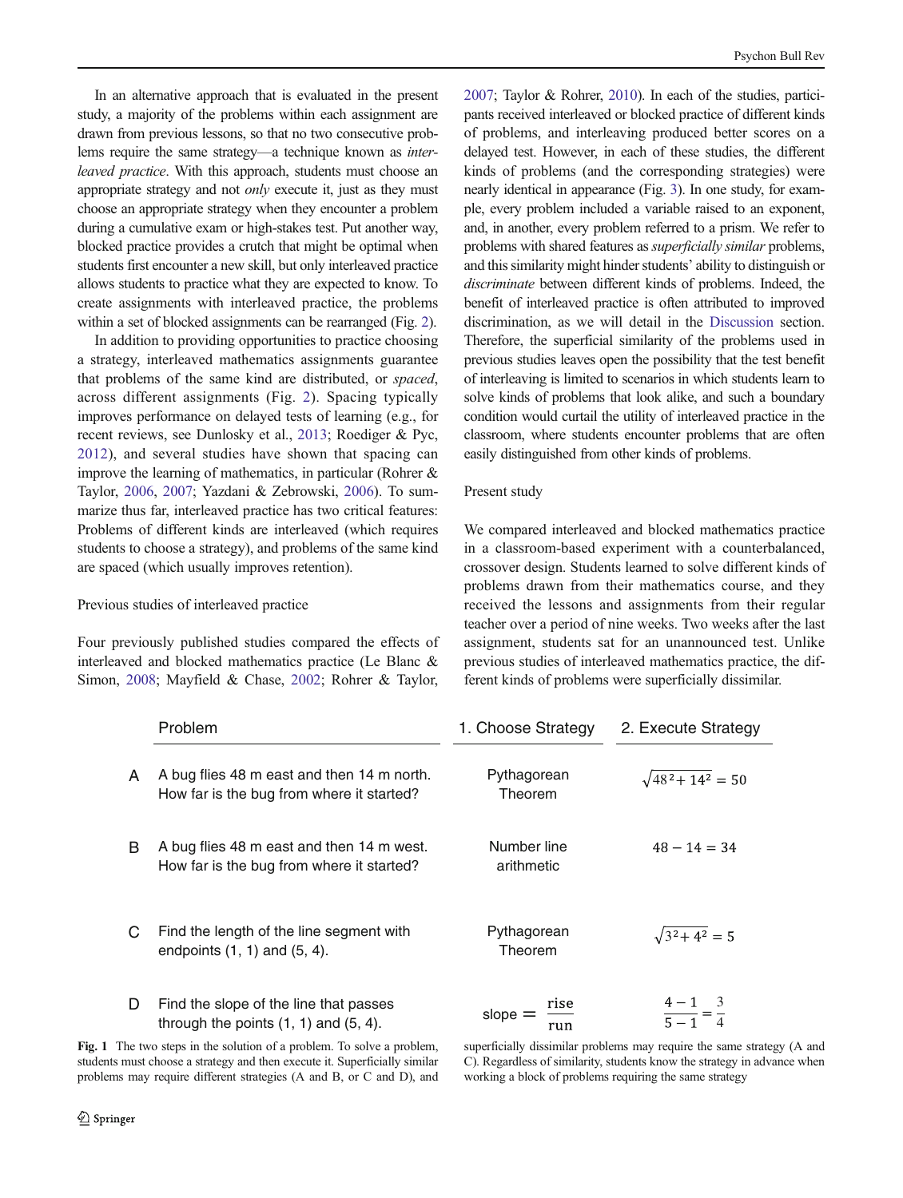In an alternative approach that is evaluated in the present study, a majority of the problems within each assignment are drawn from previous lessons, so that no two consecutive problems require the same strategy—a technique known as *interleaved practice*. With this approach, students must choose an appropriate strategy and not *only* execute it, just as they must choose an appropriate strategy when they encounter a problem during a cumulative exam or high-stakes test. Put another way, blocked practice provides a crutch that might be optimal when students first encounter a new skill, but only interleaved practice allows students to practice what they are expected to know. To create assignments with interleaved practice, the problems within a set of blocked assignments can be rearranged (Fig. 2).

In addition to providing opportunities to practice choosing a strategy, interleaved mathematics assignments guarantee that problems of the same kind are distributed, or *spaced*, across different assignments (Fig. 2). Spacing typically improves performance on delayed tests of learning (e.g., for recent reviews, see Dunlosky et al., 2013; Roediger & Pyc, 2012), and several studies have shown that spacing can improve the learning of mathematics, in particular (Rohrer & Taylor, 2006, 2007; Yazdani & Zebrowski, 2006). To summarize thus far, interleaved practice has two critical features: Problems of different kinds are interleaved (which requires students to choose a strategy), and problems of the same kind are spaced (which usually improves retention).

## Previous studies of interleaved practice

Four previously published studies compared the effects of interleaved and blocked mathematics practice (Le Blanc & Simon, 2008; Mayfield & Chase, 2002; Rohrer & Taylor, 2007; Taylor & Rohrer, 2010). In each of the studies, participants received interleaved or blocked practice of different kinds of problems, and interleaving produced better scores on a delayed test. However, in each of these studies, the different kinds of problems (and the corresponding strategies) were nearly identical in appearance (Fig. 3). In one study, for example, every problem included a variable raised to an exponent, and, in another, every problem referred to a prism. We refer to problems with shared features as *superficially similar* problems, and this similarity might hinder students' ability to distinguish or *discriminate* between different kinds of problems. Indeed, the benefit of interleaved practice is often attributed to improved discrimination, as we will detail in the Discussion section. Therefore, the superficial similarity of the problems used in previous studies leaves open the possibility that the test benefit of interleaving is limited to scenarios in which students learn to solve kinds of problems that look alike, and such a boundary condition would curtail the utility of interleaved practice in the classroom, where students encounter problems that are often easily distinguished from other kinds of problems.

## Present study

We compared interleaved and blocked mathematics practice in a classroom-based experiment with a counterbalanced, crossover design. Students learned to solve different kinds of problems drawn from their mathematics course, and they received the lessons and assignments from their regular teacher over a period of nine weeks. Two weeks after the last assignment, students sat for an unannounced test. Unlike previous studies of interleaved mathematics practice, the different kinds of problems were superficially dissimilar.

| | Problem | 1. Choose Strategy | 2. Execute Strategy |
|---|---|---|---|
| A | A bug flies 48 m east and then 14 m north. How far is the bug from where it started? | Pythagorean Theorem | $\sqrt{48^2 + 14^2} = 50$ |
| B | A bug flies 48 m east and then 14 m west. How far is the bug from where it started? | Number line arithmetic | $48 - 14 = 34$ |
| C | Find the length of the line segment with endpoints (1, 1) and (5, 4). | Pythagorean Theorem | $\sqrt{3^2 + 4^2} = 5$ |
| D | Find the slope of the line that passes through the points (1, 1) and (5, 4). | $\text{slope} = \dfrac{\text{rise}}{\text{run}}$ | $\dfrac{4-1}{5-1} = \dfrac{3}{4}$ |

**Fig. 1** The two steps in the solution of a problem. To solve a problem, students must choose a strategy and then execute it. Superficially similar problems may require different strategies (A and B, or C and D), and superficially dissimilar problems may require the same strategy (A and C). Regardless of similarity, students know the strategy in advance when working a block of problems requiring the same strategy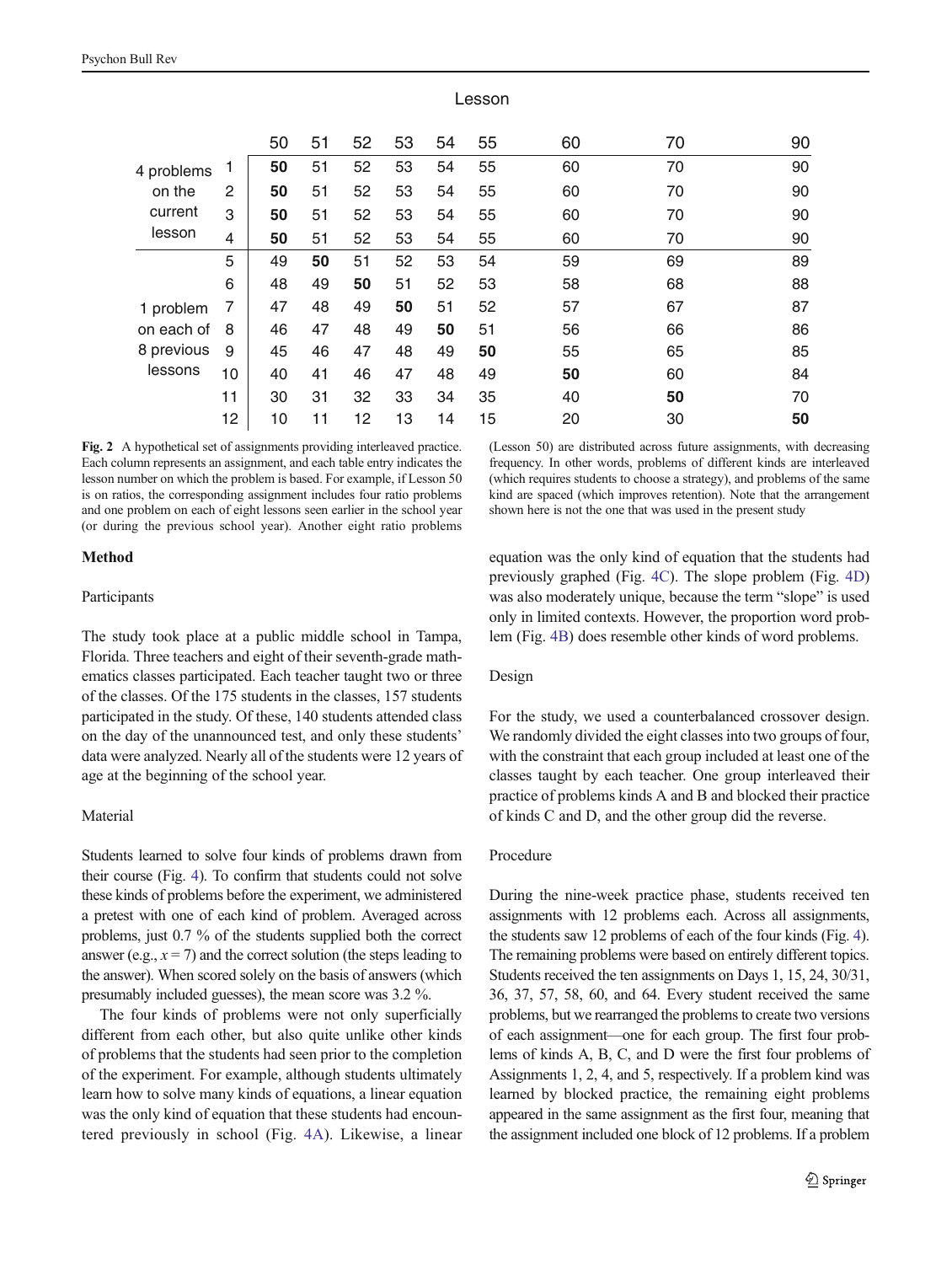| | | Lesson | | | | | | | | |
|---|---|---|---|---|---|---|---|---|---|---|
| | | 50 | 51 | 52 | 53 | 54 | 55 | 60 | 70 | 90 |
| 4 problems on the current lesson | 1 | **50** | 51 | 52 | 53 | 54 | 55 | 60 | 70 | 90 |
| | 2 | **50** | 51 | 52 | 53 | 54 | 55 | 60 | 70 | 90 |
| | 3 | **50** | 51 | 52 | 53 | 54 | 55 | 60 | 70 | 90 |
| | 4 | **50** | 51 | 52 | 53 | 54 | 55 | 60 | 70 | 90 |
| 1 problem on each of 8 previous lessons | 5 | 49 | **50** | 51 | 52 | 53 | 54 | 59 | 69 | 89 |
| | 6 | 48 | 49 | **50** | 51 | 52 | 53 | 58 | 68 | 88 |
| | 7 | 47 | 48 | 49 | **50** | 51 | 52 | 57 | 67 | 87 |
| | 8 | 46 | 47 | 48 | 49 | **50** | 51 | 56 | 66 | 86 |
| | 9 | 45 | 46 | 47 | 48 | 49 | **50** | 55 | 65 | 85 |
| | 10 | 40 | 41 | 46 | 47 | 48 | 49 | **50** | 60 | 84 |
| | 11 | 30 | 31 | 32 | 33 | 34 | 35 | 40 | **50** | 70 |
| | 12 | 10 | 11 | 12 | 13 | 14 | 15 | 20 | 30 | **50** |

**Fig. 2** A hypothetical set of assignments providing interleaved practice. Each column represents an assignment, and each table entry indicates the lesson number on which the problem is based. For example, if Lesson 50 is on ratios, the corresponding assignment includes four ratio problems and one problem on each of eight lessons seen earlier in the school year (or during the previous school year). Another eight ratio problems (Lesson 50) are distributed across future assignments, with decreasing frequency. In other words, problems of different kinds are interleaved (which requires students to choose a strategy), and problems of the same kind are spaced (which improves retention). Note that the arrangement shown here is not the one that was used in the present study

## Method

### Participants

The study took place at a public middle school in Tampa, Florida. Three teachers and eight of their seventh-grade mathematics classes participated. Each teacher taught two or three of the classes. Of the 175 students in the classes, 157 students participated in the study. Of these, 140 students attended class on the day of the unannounced test, and only these students' data were analyzed. Nearly all of the students were 12 years of age at the beginning of the school year.

### Material

Students learned to solve four kinds of problems drawn from their course (Fig. 4). To confirm that students could not solve these kinds of problems before the experiment, we administered a pretest with one of each kind of problem. Averaged across problems, just 0.7 % of the students supplied both the correct answer (e.g., $x = 7$) and the correct solution (the steps leading to the answer). When scored solely on the basis of answers (which presumably included guesses), the mean score was 3.2 %.

The four kinds of problems were not only superficially different from each other, but also quite unlike other kinds of problems that the students had seen prior to the completion of the experiment. For example, although students ultimately learn how to solve many kinds of equations, a linear equation was the only kind of equation that these students had encountered previously in school (Fig. 4A). Likewise, a linear equation was the only kind of equation that the students had previously graphed (Fig. 4C). The slope problem (Fig. 4D) was also moderately unique, because the term "slope" is used only in limited contexts. However, the proportion word problem (Fig. 4B) does resemble other kinds of word problems.

### Design

For the study, we used a counterbalanced crossover design. We randomly divided the eight classes into two groups of four, with the constraint that each group included at least one of the classes taught by each teacher. One group interleaved their practice of problems kinds A and B and blocked their practice of kinds C and D, and the other group did the reverse.

### Procedure

During the nine-week practice phase, students received ten assignments with 12 problems each. Across all assignments, the students saw 12 problems of each of the four kinds (Fig. 4). The remaining problems were based on entirely different topics. Students received the ten assignments on Days 1, 15, 24, 30/31, 36, 37, 57, 58, 60, and 64. Every student received the same problems, but we rearranged the problems to create two versions of each assignment—one for each group. The first four problems of kinds A, B, C, and D were the first four problems of Assignments 1, 2, 4, and 5, respectively. If a problem kind was learned by blocked practice, the remaining eight problems appeared in the same assignment as the first four, meaning that the assignment included one block of 12 problems. If a problem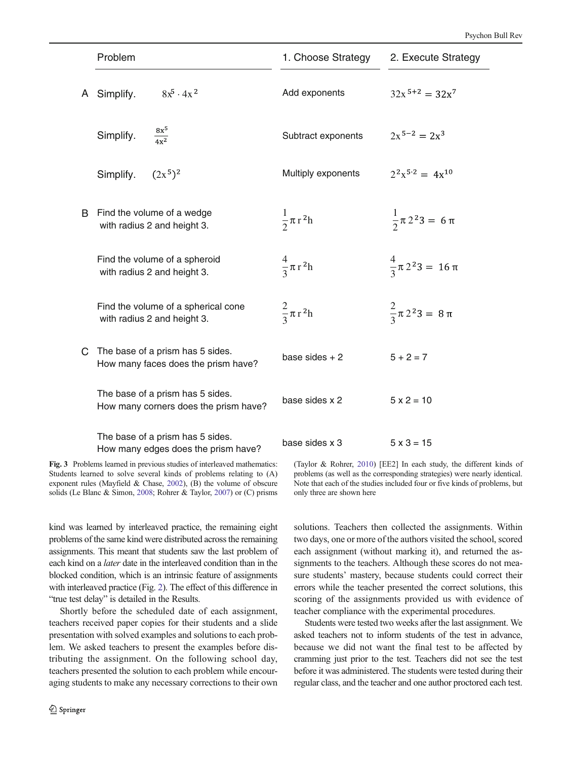|  | Problem | 1. Choose Strategy | 2. Execute Strategy |
|---|---|---|---|
| A | Simplify. $8x^5 \cdot 4x^2$ | Add exponents | $32x^{5+2} = 32x^7$ |
|  | Simplify. $\frac{8x^5}{4x^2}$ | Subtract exponents | $2x^{5-2} = 2x^3$ |
|  | Simplify. $(2x^5)^2$ | Multiply exponents | $2^2x^{5\cdot 2} = 4x^{10}$ |
| B | Find the volume of a wedge with radius 2 and height 3. | $\frac{1}{2}\pi r^2 h$ | $\frac{1}{2}\pi 2^2 3 = 6\pi$ |
|  | Find the volume of a spheroid with radius 2 and height 3. | $\frac{4}{3}\pi r^2 h$ | $\frac{4}{3}\pi 2^2 3 = 16\pi$ |
|  | Find the volume of a spherical cone with radius 2 and height 3. | $\frac{2}{3}\pi r^2 h$ | $\frac{2}{3}\pi 2^2 3 = 8\pi$ |
| C | The base of a prism has 5 sides. How many faces does the prism have? | base sides + 2 | 5 + 2 = 7 |
|  | The base of a prism has 5 sides. How many corners does the prism have? | base sides x 2 | 5 x 2 = 10 |
|  | The base of a prism has 5 sides. How many edges does the prism have? | base sides x 3 | 5 x 3 = 15 |

**Fig. 3** Problems learned in previous studies of interleaved mathematics: Students learned to solve several kinds of problems relating to (A) exponent rules (Mayfield & Chase, 2002), (B) the volume of obscure solids (Le Blanc & Simon, 2008; Rohrer & Taylor, 2007) or (C) prisms (Taylor & Rohrer, 2010) [EE2] In each study, the different kinds of problems (as well as the corresponding strategies) were nearly identical. Note that each of the studies included four or five kinds of problems, but only three are shown here

kind was learned by interleaved practice, the remaining eight problems of the same kind were distributed across the remaining assignments. This meant that students saw the last problem of each kind on a *later* date in the interleaved condition than in the blocked condition, which is an intrinsic feature of assignments with interleaved practice (Fig. 2). The effect of this difference in "true test delay" is detailed in the Results.

Shortly before the scheduled date of each assignment, teachers received paper copies for their students and a slide presentation with solved examples and solutions to each problem. We asked teachers to present the examples before distributing the assignment. On the following school day, teachers presented the solution to each problem while encouraging students to make any necessary corrections to their own solutions. Teachers then collected the assignments. Within two days, one or more of the authors visited the school, scored each assignment (without marking it), and returned the assignments to the teachers. Although these scores do not measure students' mastery, because students could correct their errors while the teacher presented the correct solutions, this scoring of the assignments provided us with evidence of teacher compliance with the experimental procedures.

Students were tested two weeks after the last assignment. We asked teachers not to inform students of the test in advance, because we did not want the final test to be affected by cramming just prior to the test. Teachers did not see the test before it was administered. The students were tested during their regular class, and the teacher and one author proctored each test.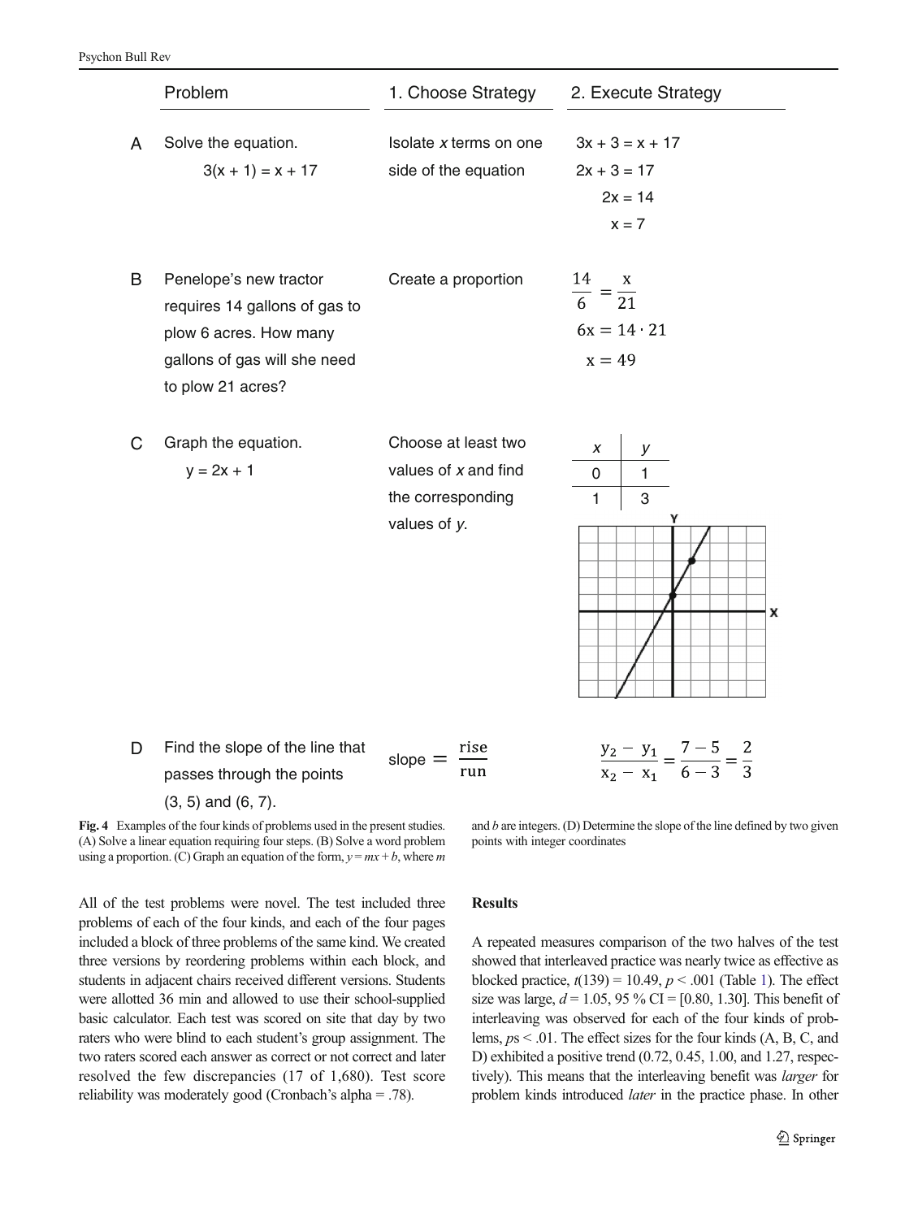| | Problem | 1. Choose Strategy | 2. Execute Strategy |
|---|---|---|---|
| A | Solve the equation. $3(x + 1) = x + 17$ | Isolate *x* terms on one side of the equation | $3x + 3 = x + 17$<br>$2x + 3 = 17$<br>$2x = 14$<br>$x = 7$ |
| B | Penelope's new tractor requires 14 gallons of gas to plow 6 acres. How many gallons of gas will she need to plow 21 acres? | Create a proportion | $\frac{14}{6} = \frac{x}{21}$<br>$6x = 14 \cdot 21$<br>$x = 49$ |
| C | Graph the equation. $y = 2x + 1$ | Choose at least two values of *x* and find the corresponding values of *y*. | *x*: 0, 1; *y*: 1, 3 |
| D | Find the slope of the line that passes through the points (3, 5) and (6, 7). | $\text{slope} = \frac{\text{rise}}{\text{run}}$ | $\frac{y_2 - y_1}{x_2 - x_1} = \frac{7 - 5}{6 - 3} = \frac{2}{3}$ |

**Fig. 4** Examples of the four kinds of problems used in the present studies. (A) Solve a linear equation requiring four steps. (B) Solve a word problem using a proportion. (C) Graph an equation of the form, $y = mx + b$, where $m$ and $b$ are integers. (D) Determine the slope of the line defined by two given points with integer coordinates

All of the test problems were novel. The test included three problems of each of the four kinds, and each of the four pages included a block of three problems of the same kind. We created three versions by reordering problems within each block, and students in adjacent chairs received different versions. Students were allotted 36 min and allowed to use their school-supplied basic calculator. Each test was scored on site that day by two raters who were blind to each student's group assignment. The two raters scored each answer as correct or not correct and later resolved the few discrepancies (17 of 1,680). Test score reliability was moderately good (Cronbach's alpha = .78).

### Results

A repeated measures comparison of the two halves of the test showed that interleaved practice was nearly twice as effective as blocked practice, $t(139) = 10.49$, $p < .001$ (Table 1). The effect size was large, $d = 1.05$, 95 % CI = [0.80, 1.30]. This benefit of interleaving was observed for each of the four kinds of problems, $ps < .01$. The effect sizes for the four kinds (A, B, C, and D) exhibited a positive trend (0.72, 0.45, 1.00, and 1.27, respectively). This means that the interleaving benefit was *larger* for problem kinds introduced *later* in the practice phase. In other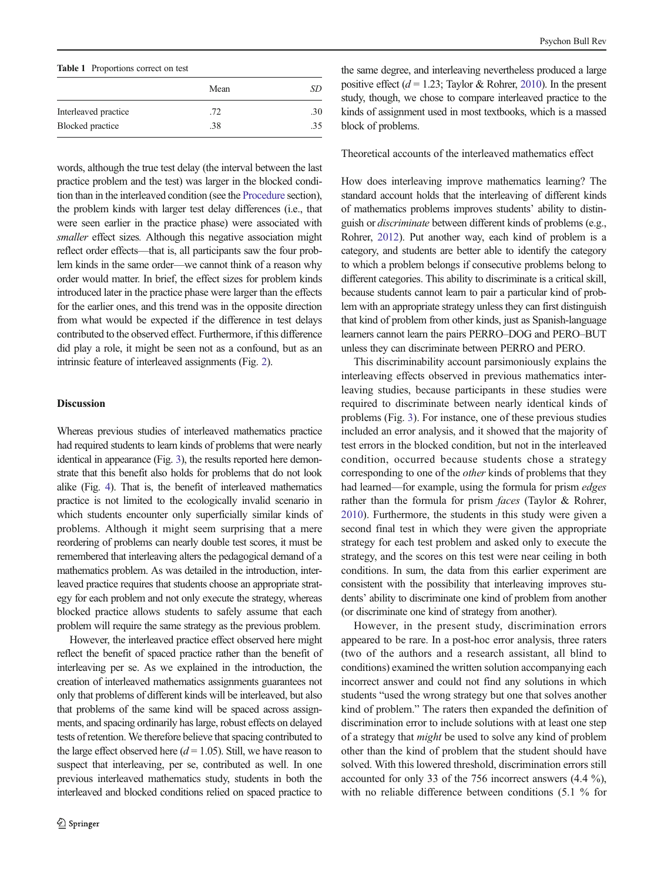**Table 1** Proportions correct on test

| | Mean | *SD* |
|---|---|---|
| Interleaved practice | .72 | .30 |
| Blocked practice | .38 | .35 |

words, although the true test delay (the interval between the last practice problem and the test) was larger in the blocked condition than in the interleaved condition (see the Procedure section), the problem kinds with larger test delay differences (i.e., that were seen earlier in the practice phase) were associated with *smaller* effect sizes. Although this negative association might reflect order effects—that is, all participants saw the four problem kinds in the same order—we cannot think of a reason why order would matter. In brief, the effect sizes for problem kinds introduced later in the practice phase were larger than the effects for the earlier ones, and this trend was in the opposite direction from what would be expected if the difference in test delays contributed to the observed effect. Furthermore, if this difference did play a role, it might be seen not as a confound, but as an intrinsic feature of interleaved assignments (Fig. 2).

## Discussion

Whereas previous studies of interleaved mathematics practice had required students to learn kinds of problems that were nearly identical in appearance (Fig. 3), the results reported here demonstrate that this benefit also holds for problems that do not look alike (Fig. 4). That is, the benefit of interleaved mathematics practice is not limited to the ecologically invalid scenario in which students encounter only superficially similar kinds of problems. Although it might seem surprising that a mere reordering of problems can nearly double test scores, it must be remembered that interleaving alters the pedagogical demand of a mathematics problem. As was detailed in the introduction, interleaved practice requires that students choose an appropriate strategy for each problem and not only execute the strategy, whereas blocked practice allows students to safely assume that each problem will require the same strategy as the previous problem.

However, the interleaved practice effect observed here might reflect the benefit of spaced practice rather than the benefit of interleaving per se. As we explained in the introduction, the creation of interleaved mathematics assignments guarantees not only that problems of different kinds will be interleaved, but also that problems of the same kind will be spaced across assignments, and spacing ordinarily has large, robust effects on delayed tests of retention. We therefore believe that spacing contributed to the large effect observed here ($d = 1.05$). Still, we have reason to suspect that interleaving, per se, contributed as well. In one previous interleaved mathematics study, students in both the interleaved and blocked conditions relied on spaced practice to the same degree, and interleaving nevertheless produced a large positive effect ($d = 1.23$; Taylor & Rohrer, 2010). In the present study, though, we chose to compare interleaved practice to the kinds of assignment used in most textbooks, which is a massed block of problems.

### Theoretical accounts of the interleaved mathematics effect

How does interleaving improve mathematics learning? The standard account holds that the interleaving of different kinds of mathematics problems improves students' ability to distinguish or *discriminate* between different kinds of problems (e.g., Rohrer, 2012). Put another way, each kind of problem is a category, and students are better able to identify the category to which a problem belongs if consecutive problems belong to different categories. This ability to discriminate is a critical skill, because students cannot learn to pair a particular kind of problem with an appropriate strategy unless they can first distinguish that kind of problem from other kinds, just as Spanish-language learners cannot learn the pairs PERRO–DOG and PERO–BUT unless they can discriminate between PERRO and PERO.

This discriminability account parsimoniously explains the interleaving effects observed in previous mathematics interleaving studies, because participants in these studies were required to discriminate between nearly identical kinds of problems (Fig. 3). For instance, one of these previous studies included an error analysis, and it showed that the majority of test errors in the blocked condition, but not in the interleaved condition, occurred because students chose a strategy corresponding to one of the *other* kinds of problems that they had learned—for example, using the formula for prism *edges* rather than the formula for prism *faces* (Taylor & Rohrer, 2010). Furthermore, the students in this study were given a second final test in which they were given the appropriate strategy for each test problem and asked only to execute the strategy, and the scores on this test were near ceiling in both conditions. In sum, the data from this earlier experiment are consistent with the possibility that interleaving improves students' ability to discriminate one kind of problem from another (or discriminate one kind of strategy from another).

However, in the present study, discrimination errors appeared to be rare. In a post-hoc error analysis, three raters (two of the authors and a research assistant, all blind to conditions) examined the written solution accompanying each incorrect answer and could not find any solutions in which students "used the wrong strategy but one that solves another kind of problem." The raters then expanded the definition of discrimination error to include solutions with at least one step of a strategy that *might* be used to solve any kind of problem other than the kind of problem that the student should have solved. With this lowered threshold, discrimination errors still accounted for only 33 of the 756 incorrect answers (4.4 %), with no reliable difference between conditions (5.1 % for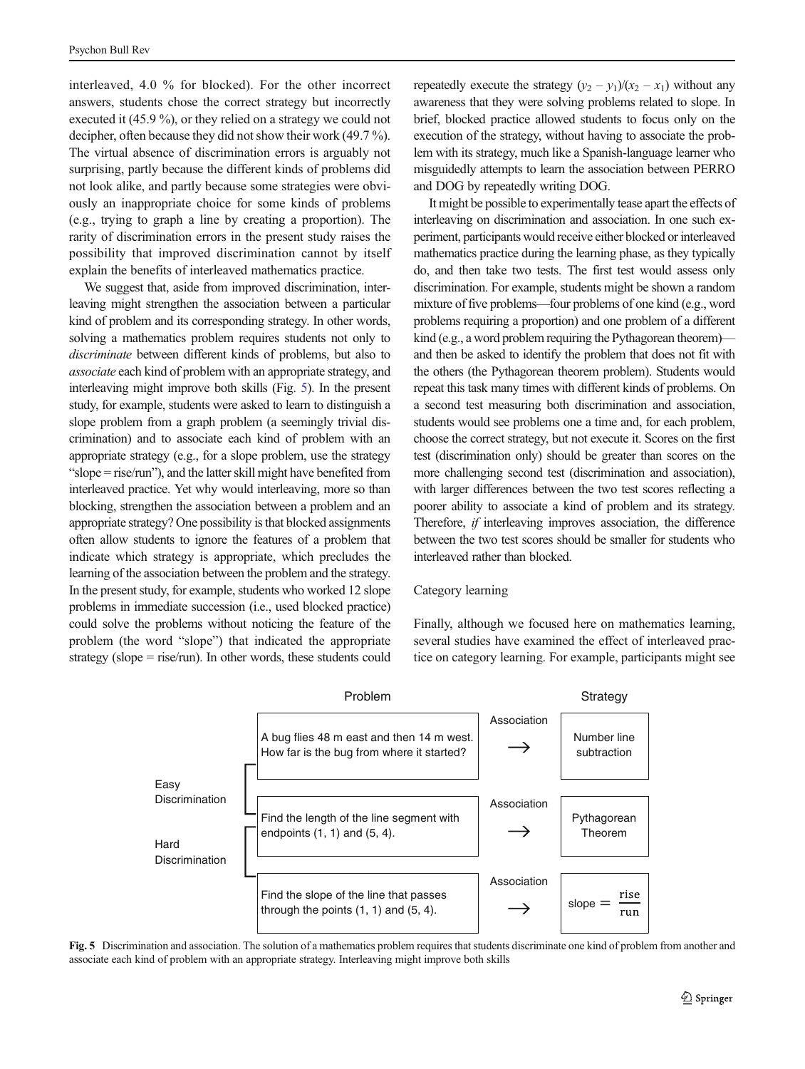interleaved, 4.0 % for blocked). For the other incorrect answers, students chose the correct strategy but incorrectly executed it (45.9 %), or they relied on a strategy we could not decipher, often because they did not show their work (49.7 %). The virtual absence of discrimination errors is arguably not surprising, partly because the different kinds of problems did not look alike, and partly because some strategies were obviously an inappropriate choice for some kinds of problems (e.g., trying to graph a line by creating a proportion). The rarity of discrimination errors in the present study raises the possibility that improved discrimination cannot by itself explain the benefits of interleaved mathematics practice.

We suggest that, aside from improved discrimination, interleaving might strengthen the association between a particular kind of problem and its corresponding strategy. In other words, solving a mathematics problem requires students not only to *discriminate* between different kinds of problems, but also to *associate* each kind of problem with an appropriate strategy, and interleaving might improve both skills (Fig. 5). In the present study, for example, students were asked to learn to distinguish a slope problem from a graph problem (a seemingly trivial discrimination) and to associate each kind of problem with an appropriate strategy (e.g., for a slope problem, use the strategy "slope = rise/run"), and the latter skill might have benefited from interleaved practice. Yet why would interleaving, more so than blocking, strengthen the association between a problem and an appropriate strategy? One possibility is that blocked assignments often allow students to ignore the features of a problem that indicate which strategy is appropriate, which precludes the learning of the association between the problem and the strategy. In the present study, for example, students who worked 12 slope problems in immediate succession (i.e., used blocked practice) could solve the problems without noticing the feature of the problem (the word "slope") that indicated the appropriate strategy (slope = rise/run). In other words, these students could repeatedly execute the strategy $(y_2 - y_1)/(x_2 - x_1)$ without any awareness that they were solving problems related to slope. In brief, blocked practice allowed students to focus only on the execution of the strategy, without having to associate the problem with its strategy, much like a Spanish-language learner who misguidedly attempts to learn the association between PERRO and DOG by repeatedly writing DOG.

It might be possible to experimentally tease apart the effects of interleaving on discrimination and association. In one such experiment, participants would receive either blocked or interleaved mathematics practice during the learning phase, as they typically do, and then take two tests. The first test would assess only discrimination. For example, students might be shown a random mixture of five problems—four problems of one kind (e.g., word problems requiring a proportion) and one problem of a different kind (e.g., a word problem requiring the Pythagorean theorem)—and then be asked to identify the problem that does not fit with the others (the Pythagorean theorem problem). Students would repeat this task many times with different kinds of problems. On a second test measuring both discrimination and association, students would see problems one a time and, for each problem, choose the correct strategy, but not execute it. Scores on the first test (discrimination only) should be greater than scores on the more challenging second test (discrimination and association), with larger differences between the two test scores reflecting a poorer ability to associate a kind of problem and its strategy. Therefore, *if* interleaving improves association, the difference between the two test scores should be smaller for students who interleaved rather than blocked.

### Category learning

Finally, although we focused here on mathematics learning, several studies have examined the effect of interleaved practice on category learning. For example, participants might see

| | Problem | | Strategy |
|---|---|---|---|
| Easy Discrimination | A bug flies 48 m east and then 14 m west. How far is the bug from where it started? | Association → | Number line subtraction |
| Hard Discrimination | Find the length of the line segment with endpoints (1, 1) and (5, 4). | Association → | Pythagorean Theorem |
| | Find the slope of the line that passes through the points (1, 1) and (5, 4). | Association → | $\text{slope} = \frac{\text{rise}}{\text{run}}$ |

**Fig. 5** Discrimination and association. The solution of a mathematics problem requires that students discriminate one kind of problem from another and associate each kind of problem with an appropriate strategy. Interleaving might improve both skills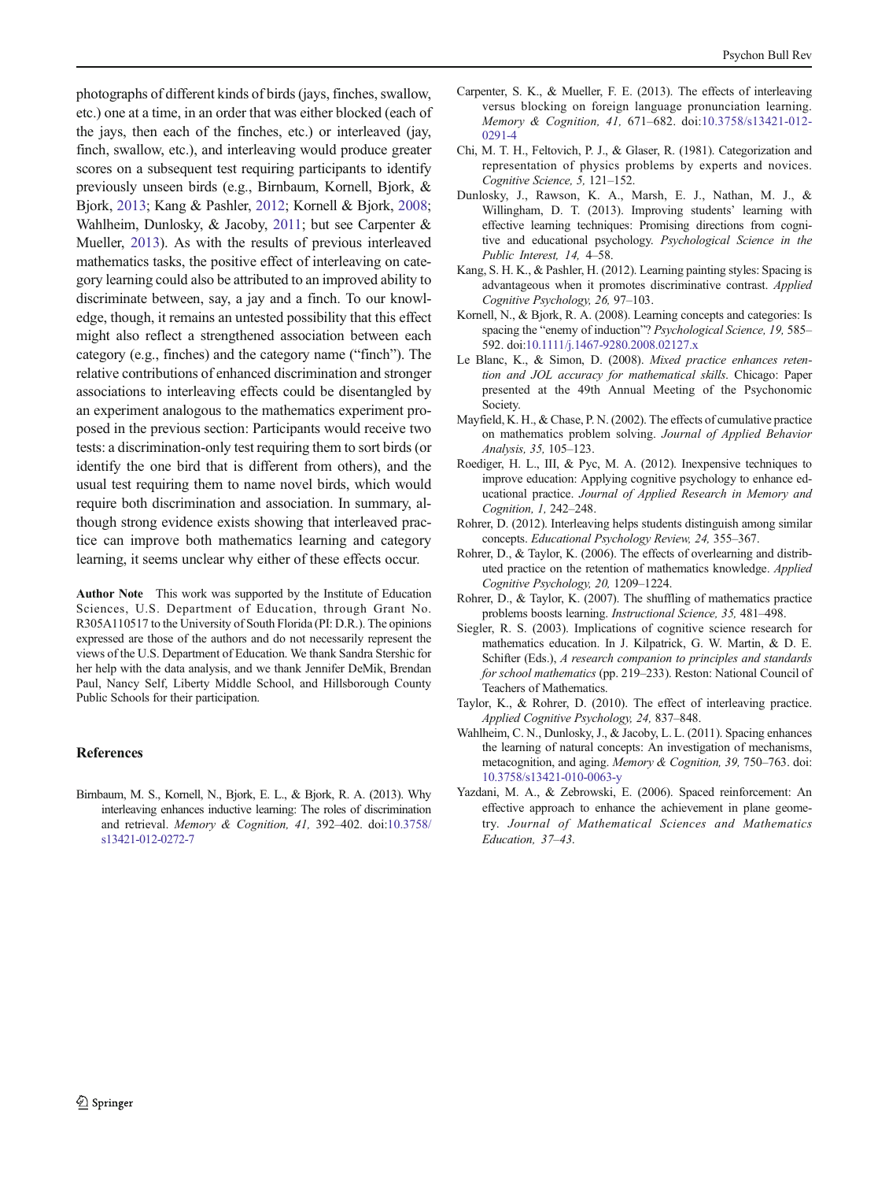photographs of different kinds of birds (jays, finches, swallow, etc.) one at a time, in an order that was either blocked (each of the jays, then each of the finches, etc.) or interleaved (jay, finch, swallow, etc.), and interleaving would produce greater scores on a subsequent test requiring participants to identify previously unseen birds (e.g., Birnbaum, Kornell, Bjork, & Bjork, 2013; Kang & Pashler, 2012; Kornell & Bjork, 2008; Wahlheim, Dunlosky, & Jacoby, 2011; but see Carpenter & Mueller, 2013). As with the results of previous interleaved mathematics tasks, the positive effect of interleaving on category learning could also be attributed to an improved ability to discriminate between, say, a jay and a finch. To our knowledge, though, it remains an untested possibility that this effect might also reflect a strengthened association between each category (e.g., finches) and the category name ("finch"). The relative contributions of enhanced discrimination and stronger associations to interleaving effects could be disentangled by an experiment analogous to the mathematics experiment proposed in the previous section: Participants would receive two tests: a discrimination-only test requiring them to sort birds (or identify the one bird that is different from others), and the usual test requiring them to name novel birds, which would require both discrimination and association. In summary, although strong evidence exists showing that interleaved practice can improve both mathematics learning and category learning, it seems unclear why either of these effects occur.

**Author Note** This work was supported by the Institute of Education Sciences, U.S. Department of Education, through Grant No. R305A110517 to the University of South Florida (PI: D.R.). The opinions expressed are those of the authors and do not necessarily represent the views of the U.S. Department of Education. We thank Sandra Stershic for her help with the data analysis, and we thank Jennifer DeMik, Brendan Paul, Nancy Self, Liberty Middle School, and Hillsborough County Public Schools for their participation.

## References

Birnbaum, M. S., Kornell, N., Bjork, E. L., & Bjork, R. A. (2013). Why interleaving enhances inductive learning: The roles of discrimination and retrieval. *Memory & Cognition, 41,* 392–402. doi:10.3758/s13421-012-0272-7

Carpenter, S. K., & Mueller, F. E. (2013). The effects of interleaving versus blocking on foreign language pronunciation learning. *Memory & Cognition, 41,* 671–682. doi:10.3758/s13421-012-0291-4

Chi, M. T. H., Feltovich, P. J., & Glaser, R. (1981). Categorization and representation of physics problems by experts and novices. *Cognitive Science, 5,* 121–152.

Dunlosky, J., Rawson, K. A., Marsh, E. J., Nathan, M. J., & Willingham, D. T. (2013). Improving students' learning with effective learning techniques: Promising directions from cognitive and educational psychology. *Psychological Science in the Public Interest, 14,* 4–58.

Kang, S. H. K., & Pashler, H. (2012). Learning painting styles: Spacing is advantageous when it promotes discriminative contrast. *Applied Cognitive Psychology, 26,* 97–103.

Kornell, N., & Bjork, R. A. (2008). Learning concepts and categories: Is spacing the "enemy of induction"? *Psychological Science, 19,* 585–592. doi:10.1111/j.1467-9280.2008.02127.x

Le Blanc, K., & Simon, D. (2008). *Mixed practice enhances retention and JOL accuracy for mathematical skills.* Chicago: Paper presented at the 49th Annual Meeting of the Psychonomic Society.

Mayfield, K. H., & Chase, P. N. (2002). The effects of cumulative practice on mathematics problem solving. *Journal of Applied Behavior Analysis, 35,* 105–123.

Roediger, H. L., III, & Pyc, M. A. (2012). Inexpensive techniques to improve education: Applying cognitive psychology to enhance educational practice. *Journal of Applied Research in Memory and Cognition, 1,* 242–248.

Rohrer, D. (2012). Interleaving helps students distinguish among similar concepts. *Educational Psychology Review, 24,* 355–367.

Rohrer, D., & Taylor, K. (2006). The effects of overlearning and distributed practice on the retention of mathematics knowledge. *Applied Cognitive Psychology, 20,* 1209–1224.

Rohrer, D., & Taylor, K. (2007). The shuffling of mathematics practice problems boosts learning. *Instructional Science, 35,* 481–498.

Siegler, R. S. (2003). Implications of cognitive science research for mathematics education. In J. Kilpatrick, G. W. Martin, & D. E. Schifter (Eds.), *A research companion to principles and standards for school mathematics* (pp. 219–233). Reston: National Council of Teachers of Mathematics.

Taylor, K., & Rohrer, D. (2010). The effect of interleaving practice. *Applied Cognitive Psychology, 24,* 837–848.

Wahlheim, C. N., Dunlosky, J., & Jacoby, L. L. (2011). Spacing enhances the learning of natural concepts: An investigation of mechanisms, metacognition, and aging. *Memory & Cognition, 39,* 750–763. doi:10.3758/s13421-010-0063-y

Yazdani, M. A., & Zebrowski, E. (2006). Spaced reinforcement: An effective approach to enhance the achievement in plane geometry. *Journal of Mathematical Sciences and Mathematics Education, 37–43.*